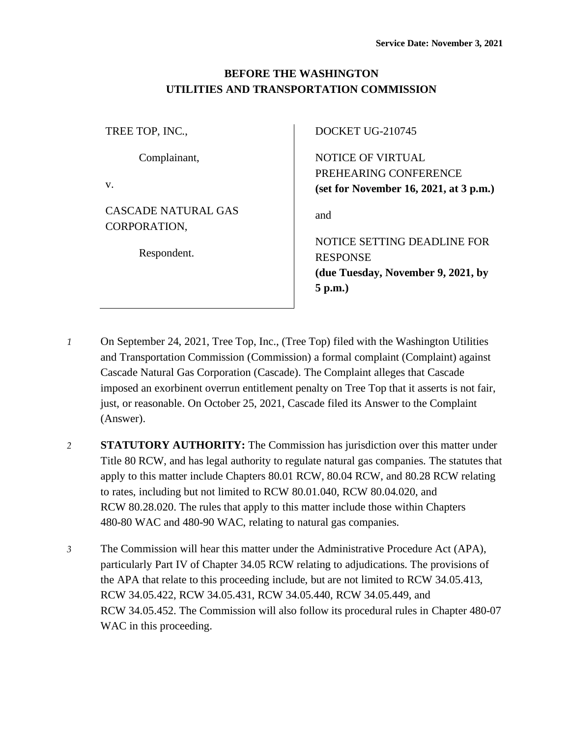**Service Date: November 3, 2021**

# BEFORE THE WASHINGTON UTILITIES AND TRANSPORTATION COMMISSION

| | |
|---|---|
| TREE TOP, INC.,<br><br>Complainant,<br><br>v.<br><br>CASCADE NATURAL GAS CORPORATION,<br><br>Respondent. | DOCKET UG-210745<br><br>NOTICE OF VIRTUAL PREHEARING CONFERENCE **(set for November 16, 2021, at 3 p.m.)**<br><br>and<br><br>NOTICE SETTING DEADLINE FOR RESPONSE **(due Tuesday, November 9, 2021, by 5 p.m.)** |

*1* On September 24, 2021, Tree Top, Inc., (Tree Top) filed with the Washington Utilities and Transportation Commission (Commission) a formal complaint (Complaint) against Cascade Natural Gas Corporation (Cascade). The Complaint alleges that Cascade imposed an exorbinent overrun entitlement penalty on Tree Top that it asserts is not fair, just, or reasonable. On October 25, 2021, Cascade filed its Answer to the Complaint (Answer).

*2* **STATUTORY AUTHORITY:** The Commission has jurisdiction over this matter under Title 80 RCW, and has legal authority to regulate natural gas companies. The statutes that apply to this matter include Chapters 80.01 RCW, 80.04 RCW, and 80.28 RCW relating to rates, including but not limited to RCW 80.01.040, RCW 80.04.020, and RCW 80.28.020. The rules that apply to this matter include those within Chapters 480-80 WAC and 480-90 WAC, relating to natural gas companies.

*3* The Commission will hear this matter under the Administrative Procedure Act (APA), particularly Part IV of Chapter 34.05 RCW relating to adjudications. The provisions of the APA that relate to this proceeding include, but are not limited to RCW 34.05.413, RCW 34.05.422, RCW 34.05.431, RCW 34.05.440, RCW 34.05.449, and RCW 34.05.452. The Commission will also follow its procedural rules in Chapter 480-07 WAC in this proceeding.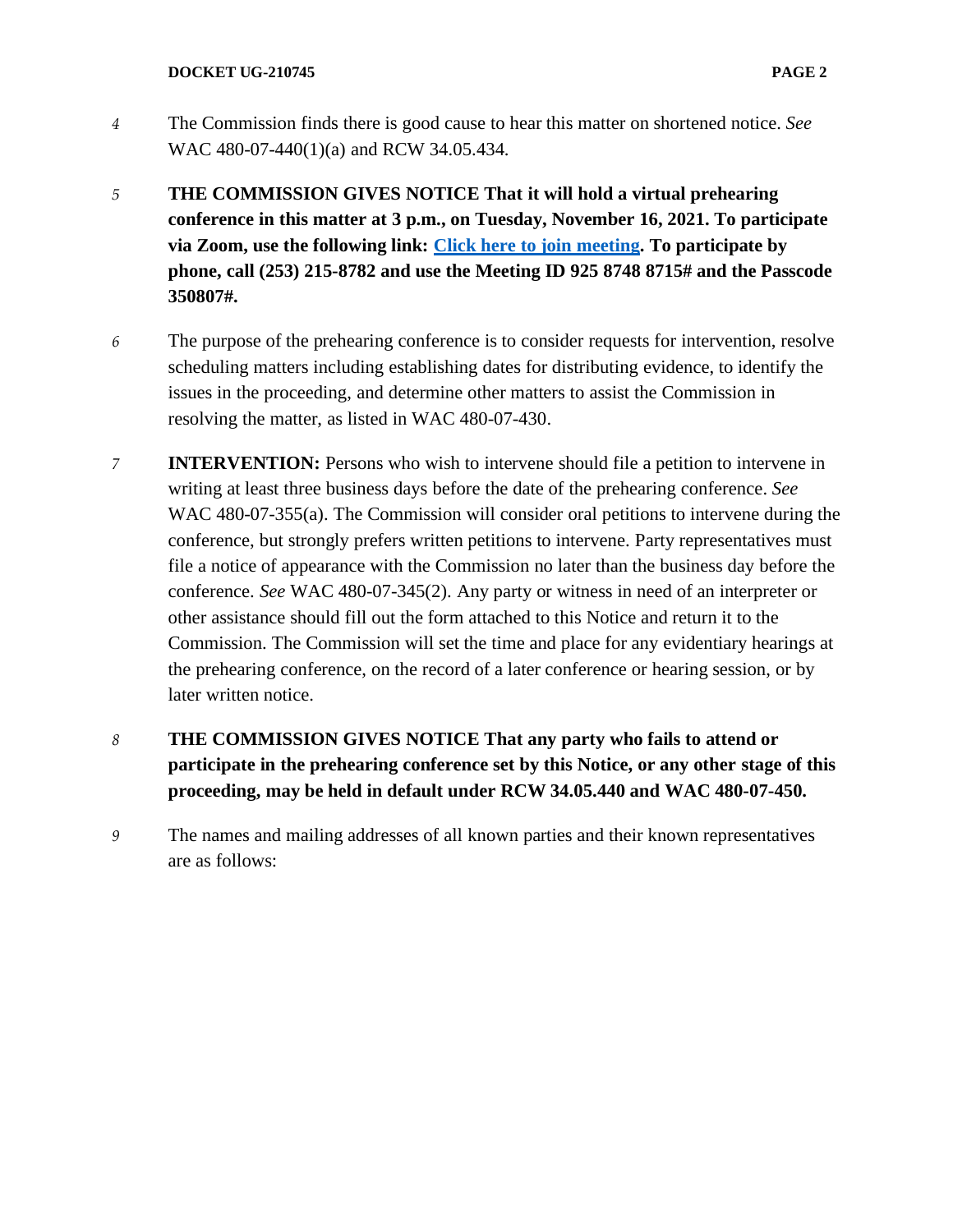*4* The Commission finds there is good cause to hear this matter on shortened notice. *See* WAC 480-07-440(1)(a) and RCW 34.05.434.

*5* **THE COMMISSION GIVES NOTICE That it will hold a virtual prehearing conference in this matter at 3 p.m., on Tuesday, November 16, 2021. To participate via Zoom, use the following link: Click here to join meeting. To participate by phone, call (253) 215-8782 and use the Meeting ID 925 8748 8715# and the Passcode 350807#.**

*6* The purpose of the prehearing conference is to consider requests for intervention, resolve scheduling matters including establishing dates for distributing evidence, to identify the issues in the proceeding, and determine other matters to assist the Commission in resolving the matter, as listed in WAC 480-07-430.

*7* **INTERVENTION:** Persons who wish to intervene should file a petition to intervene in writing at least three business days before the date of the prehearing conference. *See* WAC 480-07-355(a). The Commission will consider oral petitions to intervene during the conference, but strongly prefers written petitions to intervene. Party representatives must file a notice of appearance with the Commission no later than the business day before the conference. *See* WAC 480-07-345(2). Any party or witness in need of an interpreter or other assistance should fill out the form attached to this Notice and return it to the Commission. The Commission will set the time and place for any evidentiary hearings at the prehearing conference, on the record of a later conference or hearing session, or by later written notice.

*8* **THE COMMISSION GIVES NOTICE That any party who fails to attend or participate in the prehearing conference set by this Notice, or any other stage of this proceeding, may be held in default under RCW 34.05.440 and WAC 480-07-450.**

*9* The names and mailing addresses of all known parties and their known representatives are as follows: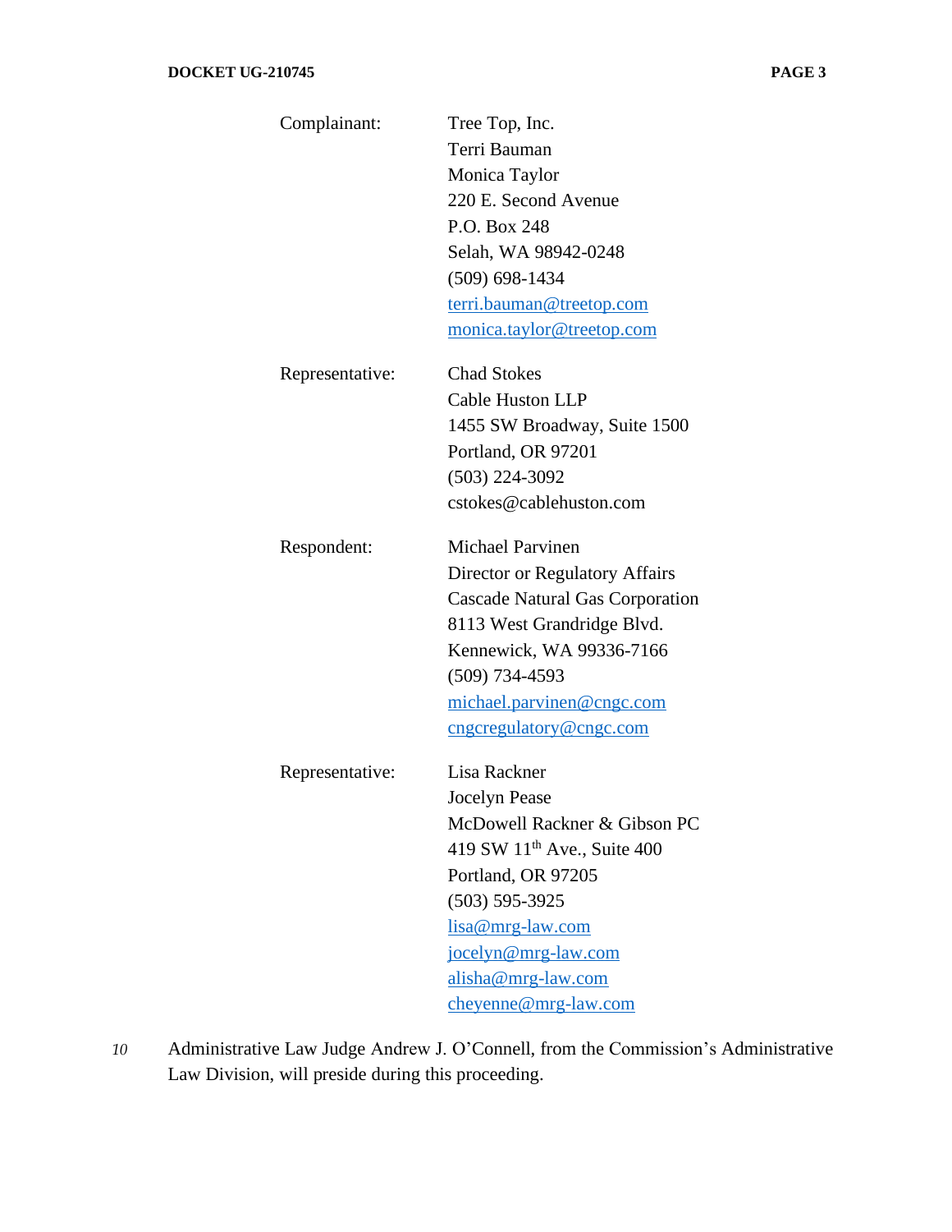| | |
|---|---|
| Complainant: | Tree Top, Inc.<br>Terri Bauman<br>Monica Taylor<br>220 E. Second Avenue<br>P.O. Box 248<br>Selah, WA 98942-0248<br>(509) 698-1434<br>terri.bauman@treetop.com<br>monica.taylor@treetop.com |
| Representative: | Chad Stokes<br>Cable Huston LLP<br>1455 SW Broadway, Suite 1500<br>Portland, OR 97201<br>(503) 224-3092<br>cstokes@cablehuston.com |
| Respondent: | Michael Parvinen<br>Director or Regulatory Affairs<br>Cascade Natural Gas Corporation<br>8113 West Grandridge Blvd.<br>Kennewick, WA 99336-7166<br>(509) 734-4593<br>michael.parvinen@cngc.com<br>cngcregulatory@cngc.com |
| Representative: | Lisa Rackner<br>Jocelyn Pease<br>McDowell Rackner & Gibson PC<br>419 SW 11th Ave., Suite 400<br>Portland, OR 97205<br>(503) 595-3925<br>lisa@mrg-law.com<br>jocelyn@mrg-law.com<br>alisha@mrg-law.com<br>cheyenne@mrg-law.com |

10 Administrative Law Judge Andrew J. O'Connell, from the Commission's Administrative Law Division, will preside during this proceeding.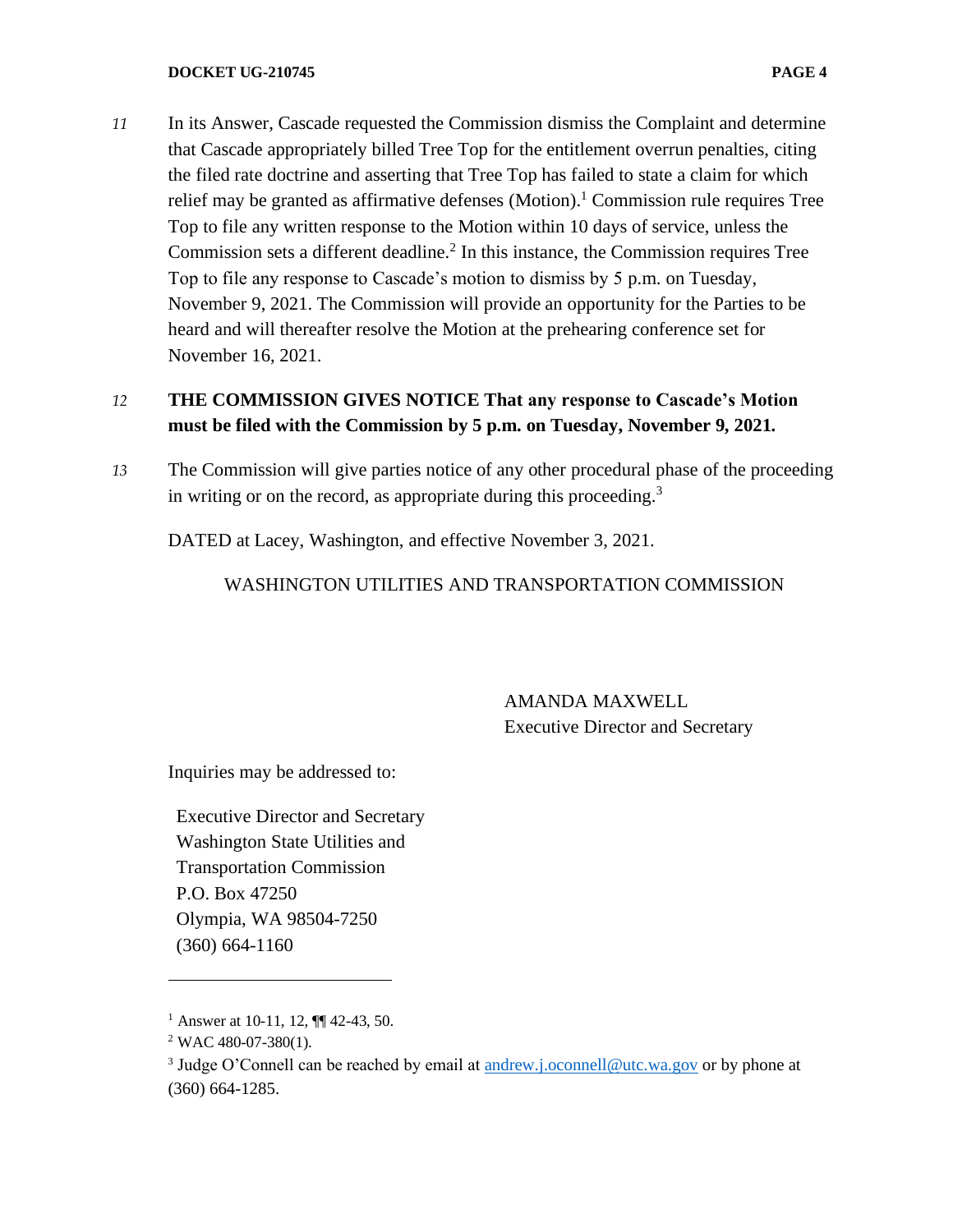11 In its Answer, Cascade requested the Commission dismiss the Complaint and determine that Cascade appropriately billed Tree Top for the entitlement overrun penalties, citing the filed rate doctrine and asserting that Tree Top has failed to state a claim for which relief may be granted as affirmative defenses (Motion).[1] Commission rule requires Tree Top to file any written response to the Motion within 10 days of service, unless the Commission sets a different deadline.[2] In this instance, the Commission requires Tree Top to file any response to Cascade's motion to dismiss by 5 p.m. on Tuesday, November 9, 2021. The Commission will provide an opportunity for the Parties to be heard and will thereafter resolve the Motion at the prehearing conference set for November 16, 2021.

12 **THE COMMISSION GIVES NOTICE That any response to Cascade's Motion must be filed with the Commission by 5 p.m. on Tuesday, November 9, 2021.**

13 The Commission will give parties notice of any other procedural phase of the proceeding in writing or on the record, as appropriate during this proceeding.[3]

DATED at Lacey, Washington, and effective November 3, 2021.

WASHINGTON UTILITIES AND TRANSPORTATION COMMISSION

AMANDA MAXWELL
Executive Director and Secretary

Inquiries may be addressed to:

Executive Director and Secretary
Washington State Utilities and
Transportation Commission
P.O. Box 47250
Olympia, WA 98504-7250
(360) 664-1160

---

[1] Answer at 10-11, 12, ¶¶ 42-43, 50.

[2] WAC 480-07-380(1).

[3] Judge O'Connell can be reached by email at andrew.j.oconnell@utc.wa.gov or by phone at (360) 664-1285.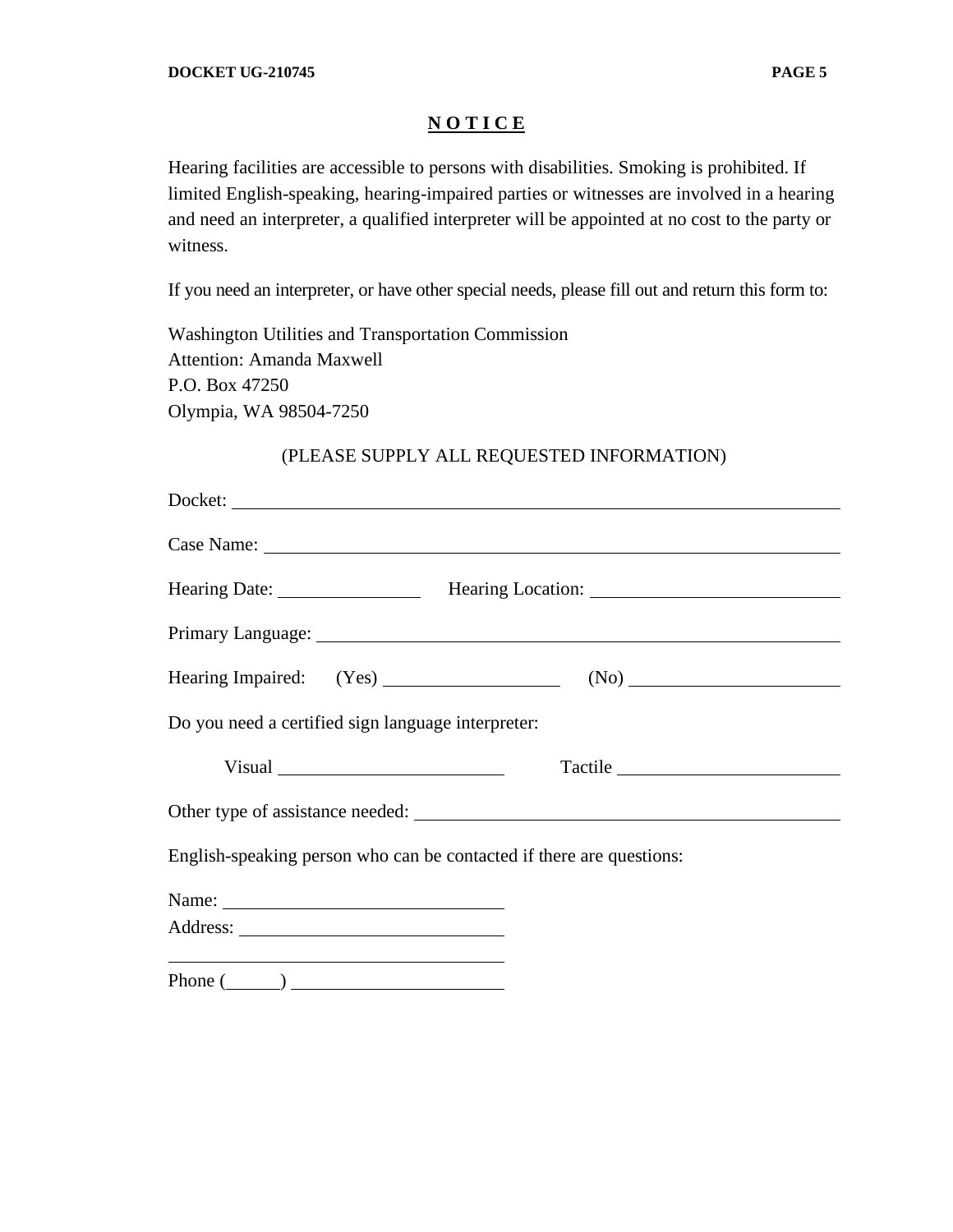## **N O T I C E**

Hearing facilities are accessible to persons with disabilities. Smoking is prohibited. If limited English-speaking, hearing-impaired parties or witnesses are involved in a hearing and need an interpreter, a qualified interpreter will be appointed at no cost to the party or witness.

If you need an interpreter, or have other special needs, please fill out and return this form to:

Washington Utilities and Transportation Commission
Attention: Amanda Maxwell
P.O. Box 47250
Olympia, WA 98504-7250

(PLEASE SUPPLY ALL REQUESTED INFORMATION)

Docket: ______________________________________________

Case Name: ______________________________________________

Hearing Date: ______________ Hearing Location: ______________________

Primary Language: ______________________________________________

Hearing Impaired: (Yes) ______________ (No) ______________

Do you need a certified sign language interpreter:

Visual ______________________ Tactile ______________________

Other type of assistance needed: ______________________________________

English-speaking person who can be contacted if there are questions:

Name: ____________________________

Address: ____________________________

____________________________

Phone (______) ____________________